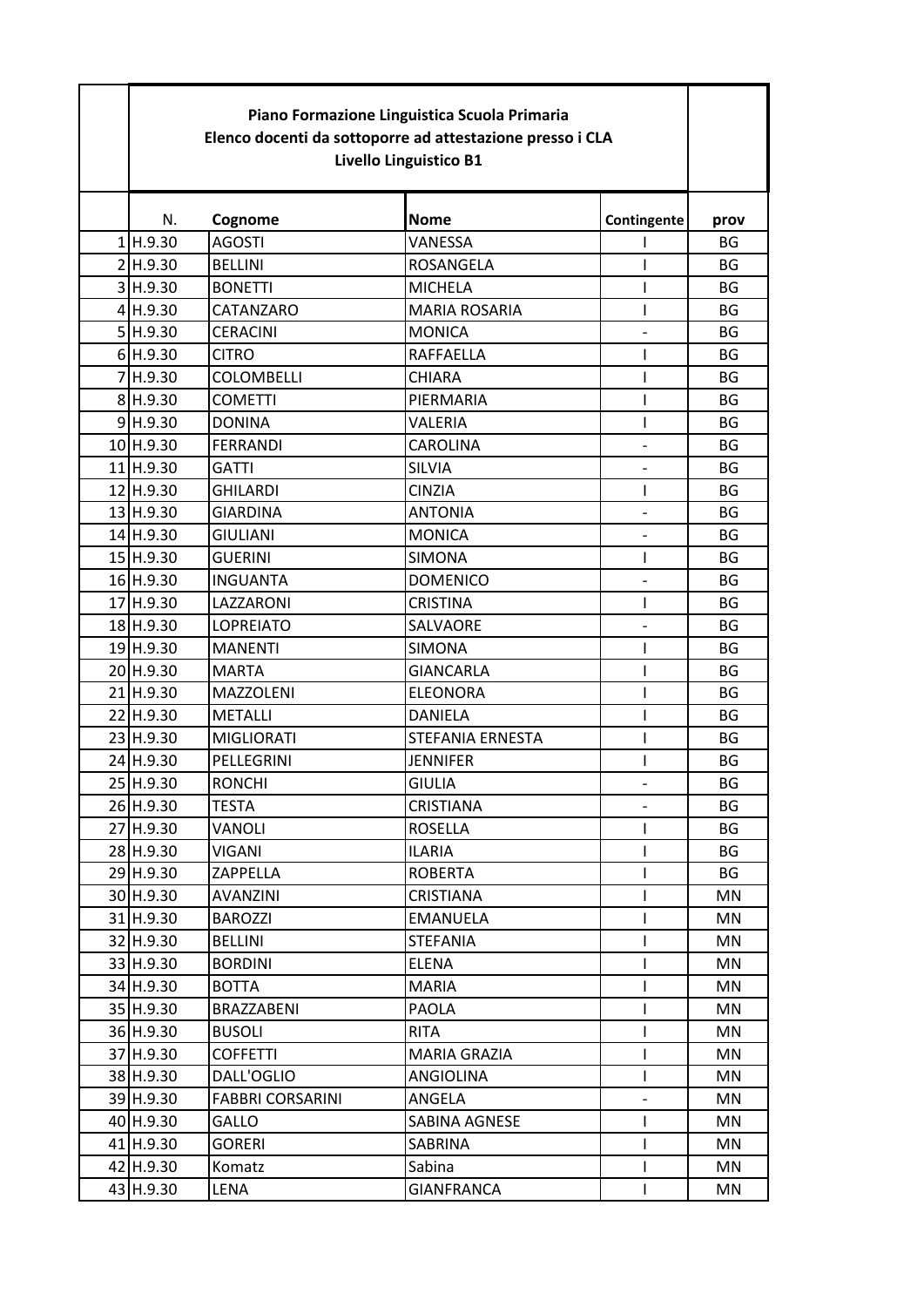**Piano Formazione Linguistica Scuola Primaria**
**Elenco docenti da sottoporre ad attestazione presso i CLA**
**Livello Linguistico B1**

| | N. | Cognome | Nome | Contingente | prov |
|---|---|---|---|---|---|
| 1 | H.9.30 | AGOSTI | VANESSA | I | BG |
| 2 | H.9.30 | BELLINI | ROSANGELA | I | BG |
| 3 | H.9.30 | BONETTI | MICHELA | I | BG |
| 4 | H.9.30 | CATANZARO | MARIA ROSARIA | I | BG |
| 5 | H.9.30 | CERACINI | MONICA | - | BG |
| 6 | H.9.30 | CITRO | RAFFAELLA | I | BG |
| 7 | H.9.30 | COLOMBELLI | CHIARA | I | BG |
| 8 | H.9.30 | COMETTI | PIERMARIA | I | BG |
| 9 | H.9.30 | DONINA | VALERIA | I | BG |
| 10 | H.9.30 | FERRANDI | CAROLINA | - | BG |
| 11 | H.9.30 | GATTI | SILVIA | - | BG |
| 12 | H.9.30 | GHILARDI | CINZIA | I | BG |
| 13 | H.9.30 | GIARDINA | ANTONIA | - | BG |
| 14 | H.9.30 | GIULIANI | MONICA | - | BG |
| 15 | H.9.30 | GUERINI | SIMONA | I | BG |
| 16 | H.9.30 | INGUANTA | DOMENICO | - | BG |
| 17 | H.9.30 | LAZZARONI | CRISTINA | I | BG |
| 18 | H.9.30 | LOPREIATO | SALVAORE | - | BG |
| 19 | H.9.30 | MANENTI | SIMONA | I | BG |
| 20 | H.9.30 | MARTA | GIANCARLA | I | BG |
| 21 | H.9.30 | MAZZOLENI | ELEONORA | I | BG |
| 22 | H.9.30 | METALLI | DANIELA | I | BG |
| 23 | H.9.30 | MIGLIORATI | STEFANIA ERNESTA | I | BG |
| 24 | H.9.30 | PELLEGRINI | JENNIFER | I | BG |
| 25 | H.9.30 | RONCHI | GIULIA | - | BG |
| 26 | H.9.30 | TESTA | CRISTIANA | - | BG |
| 27 | H.9.30 | VANOLI | ROSELLA | I | BG |
| 28 | H.9.30 | VIGANI | ILARIA | I | BG |
| 29 | H.9.30 | ZAPPELLA | ROBERTA | I | BG |
| 30 | H.9.30 | AVANZINI | CRISTIANA | I | MN |
| 31 | H.9.30 | BAROZZI | EMANUELA | I | MN |
| 32 | H.9.30 | BELLINI | STEFANIA | I | MN |
| 33 | H.9.30 | BORDINI | ELENA | I | MN |
| 34 | H.9.30 | BOTTA | MARIA | I | MN |
| 35 | H.9.30 | BRAZZABENI | PAOLA | I | MN |
| 36 | H.9.30 | BUSOLI | RITA | I | MN |
| 37 | H.9.30 | COFFETTI | MARIA GRAZIA | I | MN |
| 38 | H.9.30 | DALL'OGLIO | ANGIOLINA | I | MN |
| 39 | H.9.30 | FABBRI CORSARINI | ANGELA | - | MN |
| 40 | H.9.30 | GALLO | SABINA AGNESE | I | MN |
| 41 | H.9.30 | GORERI | SABRINA | I | MN |
| 42 | H.9.30 | Komatz | Sabina | I | MN |
| 43 | H.9.30 | LENA | GIANFRANCA | I | MN |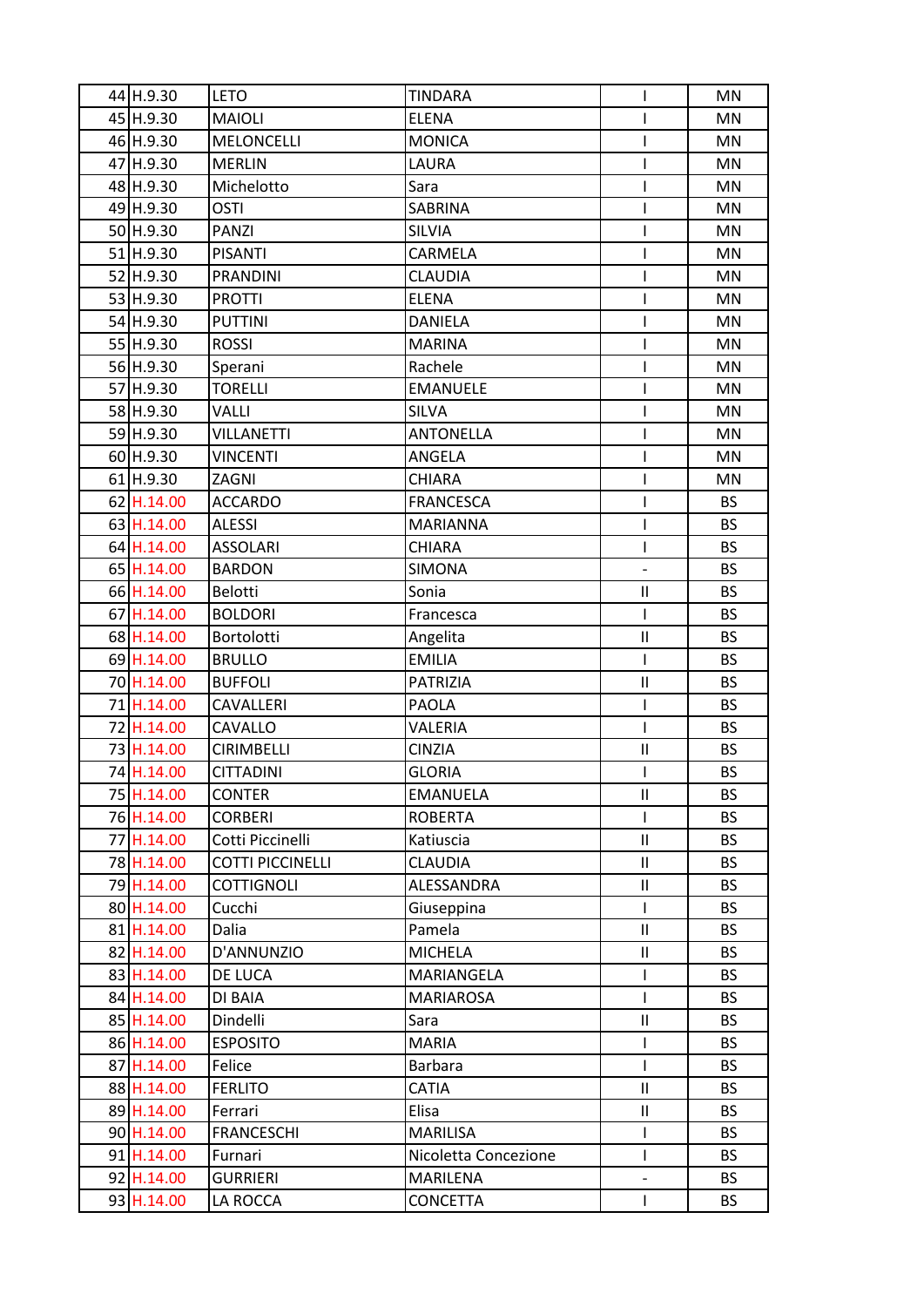| | | | | | |
|---|---|---|---|---|---|
| 44 | H.9.30 | LETO | TINDARA | I | MN |
| 45 | H.9.30 | MAIOLI | ELENA | I | MN |
| 46 | H.9.30 | MELONCELLI | MONICA | I | MN |
| 47 | H.9.30 | MERLIN | LAURA | I | MN |
| 48 | H.9.30 | Michelotto | Sara | I | MN |
| 49 | H.9.30 | OSTI | SABRINA | I | MN |
| 50 | H.9.30 | PANZI | SILVIA | I | MN |
| 51 | H.9.30 | PISANTI | CARMELA | I | MN |
| 52 | H.9.30 | PRANDINI | CLAUDIA | I | MN |
| 53 | H.9.30 | PROTTI | ELENA | I | MN |
| 54 | H.9.30 | PUTTINI | DANIELA | I | MN |
| 55 | H.9.30 | ROSSI | MARINA | I | MN |
| 56 | H.9.30 | Sperani | Rachele | I | MN |
| 57 | H.9.30 | TORELLI | EMANUELE | I | MN |
| 58 | H.9.30 | VALLI | SILVA | I | MN |
| 59 | H.9.30 | VILLANETTI | ANTONELLA | I | MN |
| 60 | H.9.30 | VINCENTI | ANGELA | I | MN |
| 61 | H.9.30 | ZAGNI | CHIARA | I | MN |
| 62 | H.14.00 | ACCARDO | FRANCESCA | I | BS |
| 63 | H.14.00 | ALESSI | MARIANNA | I | BS |
| 64 | H.14.00 | ASSOLARI | CHIARA | I | BS |
| 65 | H.14.00 | BARDON | SIMONA | - | BS |
| 66 | H.14.00 | Belotti | Sonia | II | BS |
| 67 | H.14.00 | BOLDORI | Francesca | I | BS |
| 68 | H.14.00 | Bortolotti | Angelita | II | BS |
| 69 | H.14.00 | BRULLO | EMILIA | I | BS |
| 70 | H.14.00 | BUFFOLI | PATRIZIA | II | BS |
| 71 | H.14.00 | CAVALLERI | PAOLA | I | BS |
| 72 | H.14.00 | CAVALLO | VALERIA | I | BS |
| 73 | H.14.00 | CIRIMBELLI | CINZIA | II | BS |
| 74 | H.14.00 | CITTADINI | GLORIA | I | BS |
| 75 | H.14.00 | CONTER | EMANUELA | II | BS |
| 76 | H.14.00 | CORBERI | ROBERTA | I | BS |
| 77 | H.14.00 | Cotti Piccinelli | Katiuscia | II | BS |
| 78 | H.14.00 | COTTI PICCINELLI | CLAUDIA | II | BS |
| 79 | H.14.00 | COTTIGNOLI | ALESSANDRA | II | BS |
| 80 | H.14.00 | Cucchi | Giuseppina | I | BS |
| 81 | H.14.00 | Dalia | Pamela | II | BS |
| 82 | H.14.00 | D'ANNUNZIO | MICHELA | II | BS |
| 83 | H.14.00 | DE LUCA | MARIANGELA | I | BS |
| 84 | H.14.00 | DI BAIA | MARIAROSA | I | BS |
| 85 | H.14.00 | Dindelli | Sara | II | BS |
| 86 | H.14.00 | ESPOSITO | MARIA | I | BS |
| 87 | H.14.00 | Felice | Barbara | I | BS |
| 88 | H.14.00 | FERLITO | CATIA | II | BS |
| 89 | H.14.00 | Ferrari | Elisa | II | BS |
| 90 | H.14.00 | FRANCESCHI | MARILISA | I | BS |
| 91 | H.14.00 | Furnari | Nicoletta Concezione | I | BS |
| 92 | H.14.00 | GURRIERI | MARILENA | - | BS |
| 93 | H.14.00 | LA ROCCA | CONCETTA | I | BS |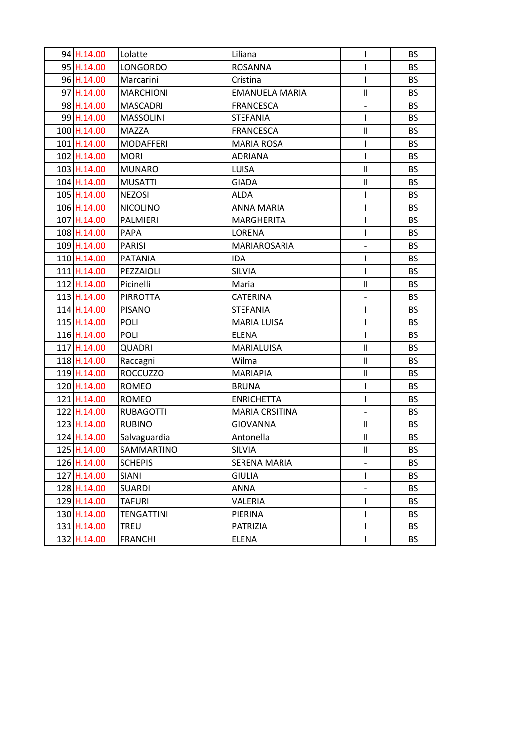| | | | | | |
|---|---|---|---|---|---|
| 94 | H.14.00 | Lolatte | Liliana | I | BS |
| 95 | H.14.00 | LONGORDO | ROSANNA | I | BS |
| 96 | H.14.00 | Marcarini | Cristina | I | BS |
| 97 | H.14.00 | MARCHIONI | EMANUELA MARIA | II | BS |
| 98 | H.14.00 | MASCADRI | FRANCESCA | - | BS |
| 99 | H.14.00 | MASSOLINI | STEFANIA | I | BS |
| 100 | H.14.00 | MAZZA | FRANCESCA | II | BS |
| 101 | H.14.00 | MODAFFERI | MARIA ROSA | I | BS |
| 102 | H.14.00 | MORI | ADRIANA | I | BS |
| 103 | H.14.00 | MUNARO | LUISA | II | BS |
| 104 | H.14.00 | MUSATTI | GIADA | II | BS |
| 105 | H.14.00 | NEZOSI | ALDA | I | BS |
| 106 | H.14.00 | NICOLINO | ANNA MARIA | I | BS |
| 107 | H.14.00 | PALMIERI | MARGHERITA | I | BS |
| 108 | H.14.00 | PAPA | LORENA | I | BS |
| 109 | H.14.00 | PARISI | MARIAROSARIA | - | BS |
| 110 | H.14.00 | PATANIA | IDA | I | BS |
| 111 | H.14.00 | PEZZAIOLI | SILVIA | I | BS |
| 112 | H.14.00 | Picinelli | Maria | II | BS |
| 113 | H.14.00 | PIRROTTA | CATERINA | - | BS |
| 114 | H.14.00 | PISANO | STEFANIA | I | BS |
| 115 | H.14.00 | POLI | MARIA LUISA | I | BS |
| 116 | H.14.00 | POLI | ELENA | I | BS |
| 117 | H.14.00 | QUADRI | MARIALUISA | II | BS |
| 118 | H.14.00 | Raccagni | Wilma | II | BS |
| 119 | H.14.00 | ROCCUZZO | MARIAPIA | II | BS |
| 120 | H.14.00 | ROMEO | BRUNA | I | BS |
| 121 | H.14.00 | ROMEO | ENRICHETTA | I | BS |
| 122 | H.14.00 | RUBAGOTTI | MARIA CRSITINA | - | BS |
| 123 | H.14.00 | RUBINO | GIOVANNA | II | BS |
| 124 | H.14.00 | Salvaguardia | Antonella | II | BS |
| 125 | H.14.00 | SAMMARTINO | SILVIA | II | BS |
| 126 | H.14.00 | SCHEPIS | SERENA MARIA | - | BS |
| 127 | H.14.00 | SIANI | GIULIA | I | BS |
| 128 | H.14.00 | SUARDI | ANNA | - | BS |
| 129 | H.14.00 | TAFURI | VALERIA | I | BS |
| 130 | H.14.00 | TENGATTINI | PIERINA | I | BS |
| 131 | H.14.00 | TREU | PATRIZIA | I | BS |
| 132 | H.14.00 | FRANCHI | ELENA | I | BS |